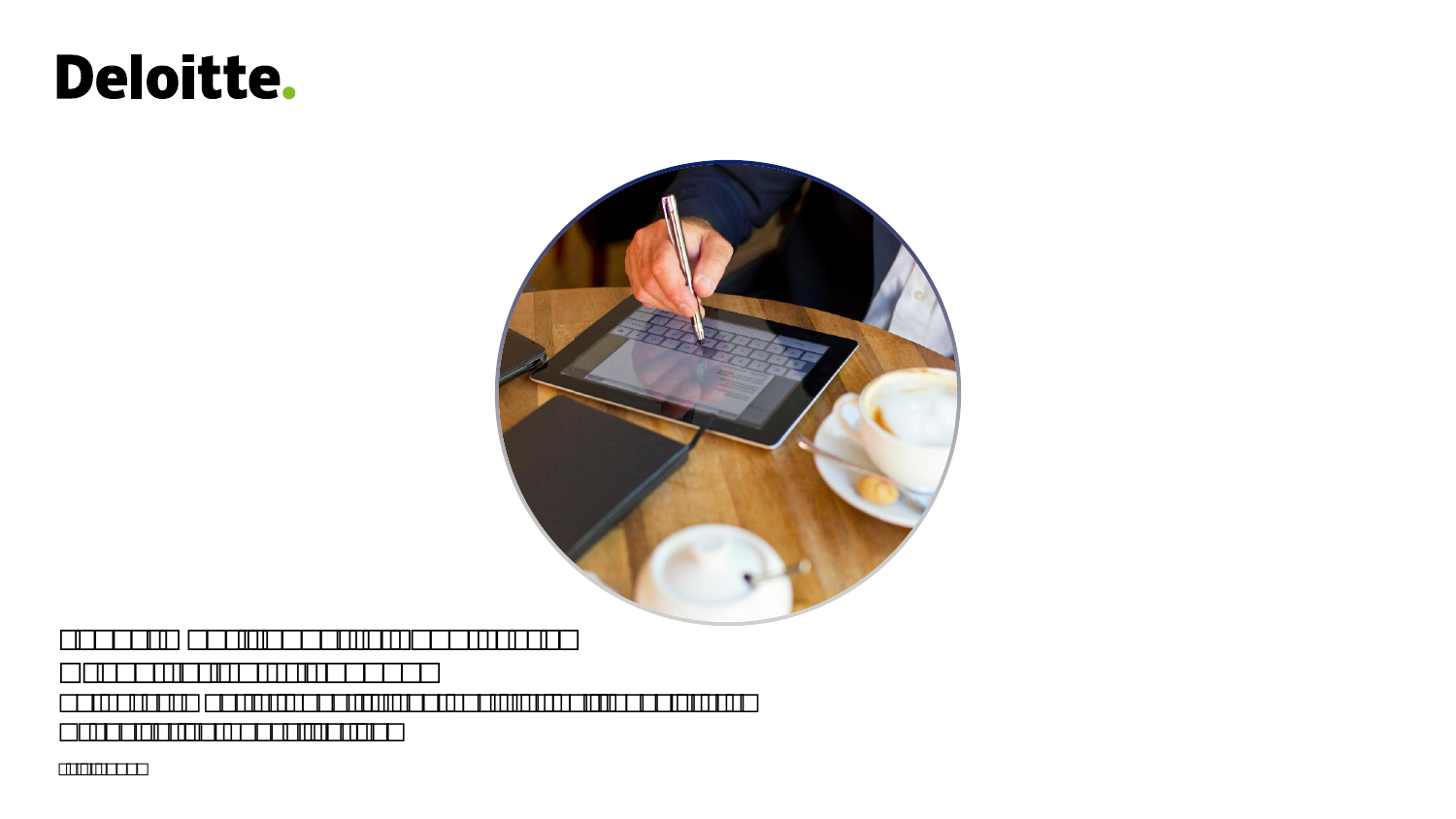Deloitte.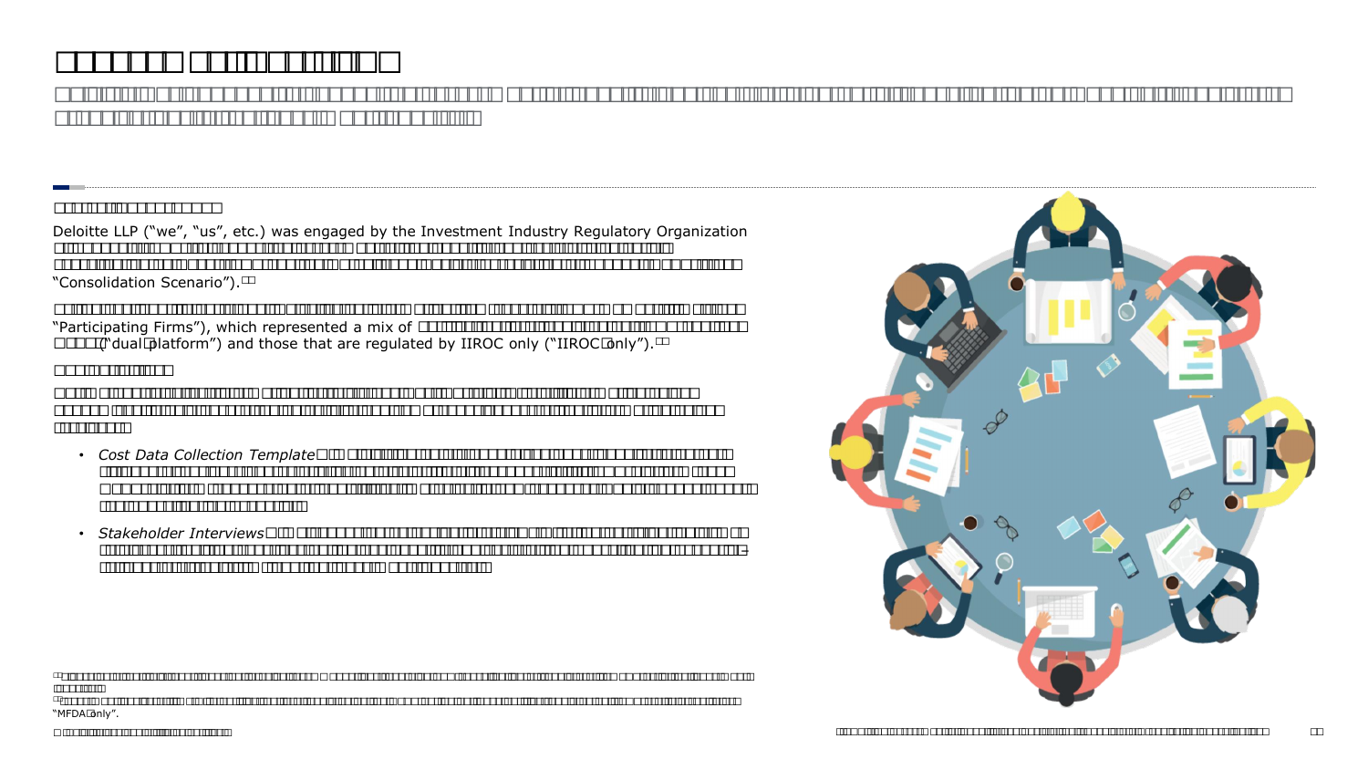Deloitte LLP ("we", "us", etc.) was engaged by the Investment Industry Regulatory Organization

"Consolidation Scenario").

"Participating Firms"), which represented a mix of

("dual platform") and those that are regulated by IIROC only ("IIROC only").

- *Cost Data Collection Template*
- *Stakeholder Interviews*

"MFDA only".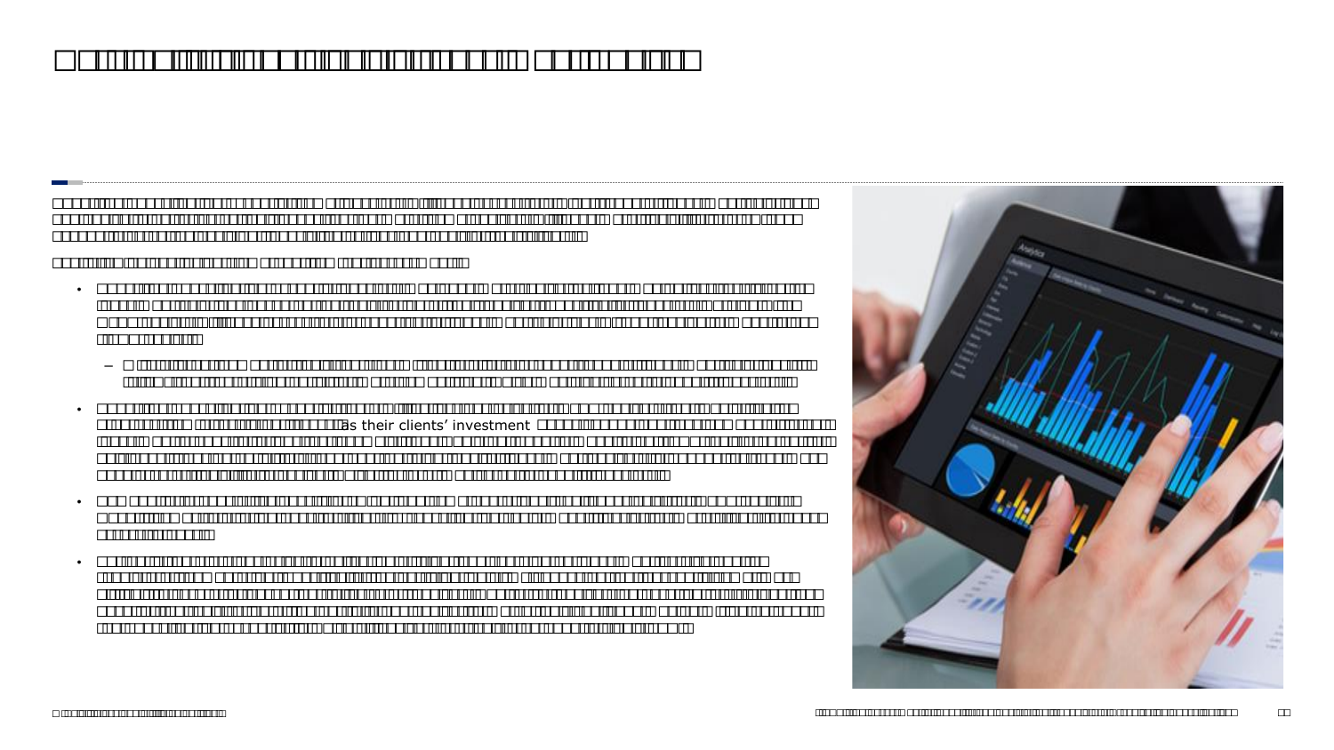as their clients' investment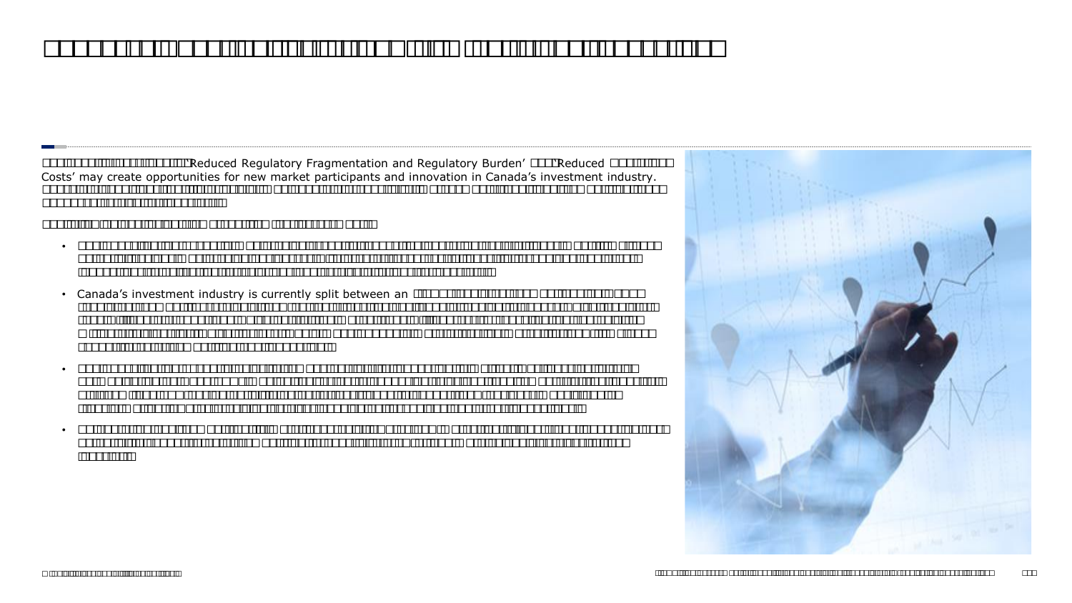‘Reduced Regulatory Fragmentation and Regulatory Burden’ ‘Reduced Costs’ may create opportunities for new market participants and innovation in Canada’s investment industry.

- Canada’s investment industry is currently split between an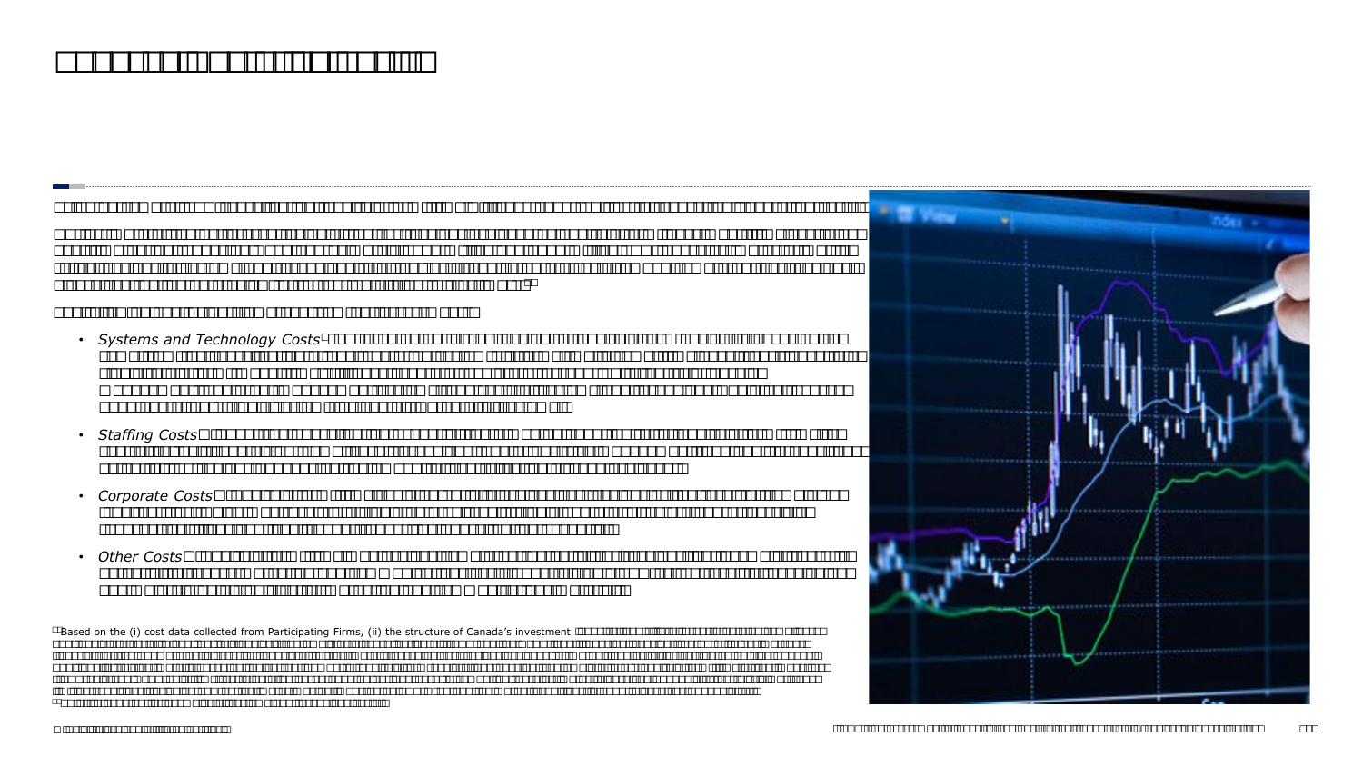- *Systems and Technology Costs*
- *Staffing Costs*
- *Corporate Costs*
- *Other Costs*

Based on the (i) cost data collected from Participating Firms, (ii) the structure of Canada's investment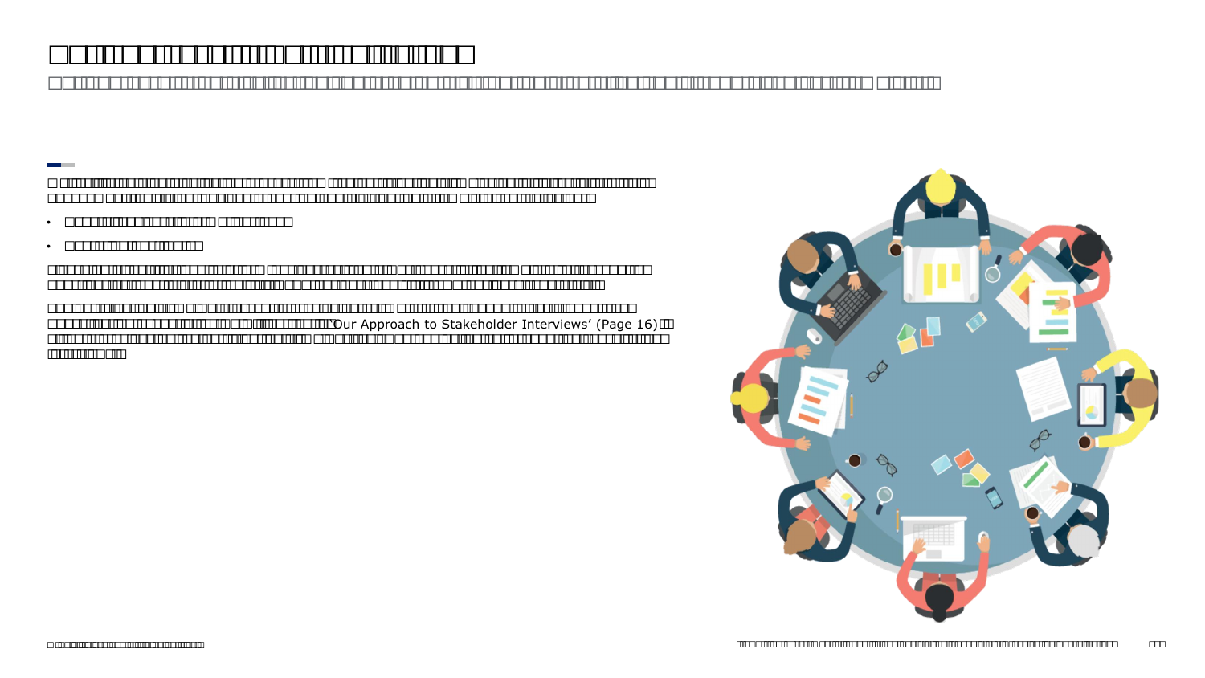'Our Approach to Stakeholder Interviews' (Page 16)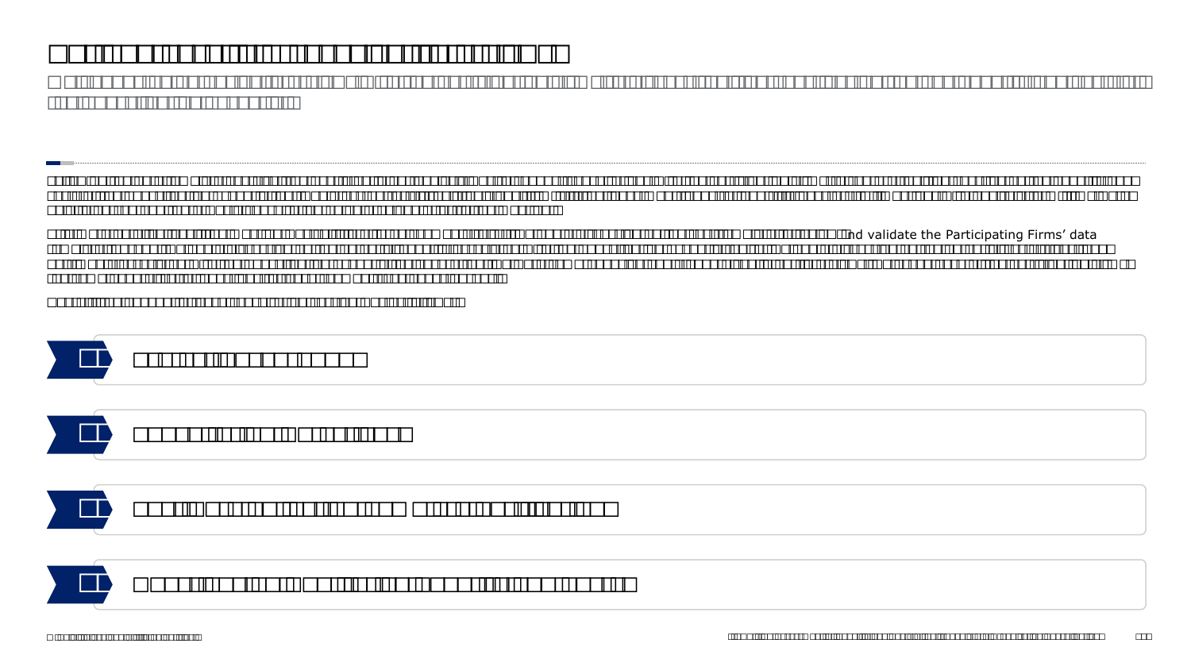nd validate the Participating Firms' data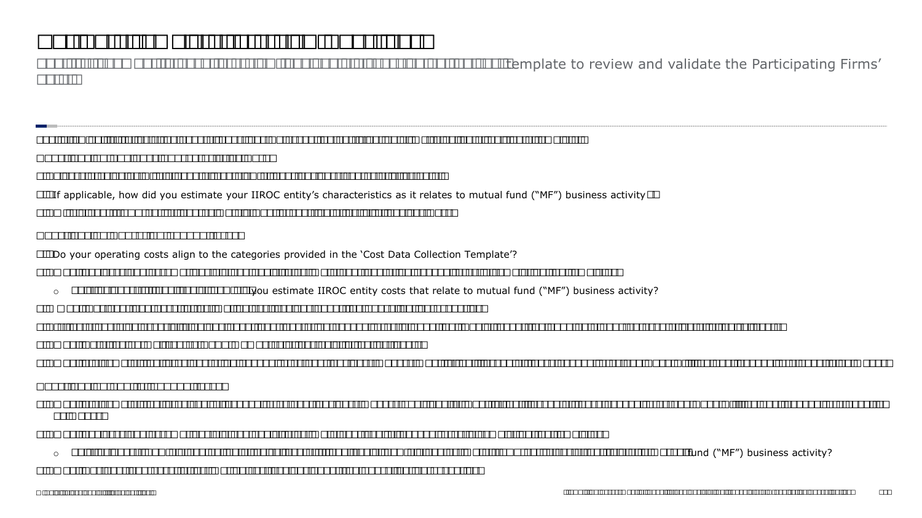template to review and validate the Participating Firms'

If applicable, how did you estimate your IIROC entity's characteristics as it relates to mutual fund ("MF") business activity

Do your operating costs align to the categories provided in the 'Cost Data Collection Template'?

- you estimate IIROC entity costs that relate to mutual fund ("MF") business activity?

- fund ("MF") business activity?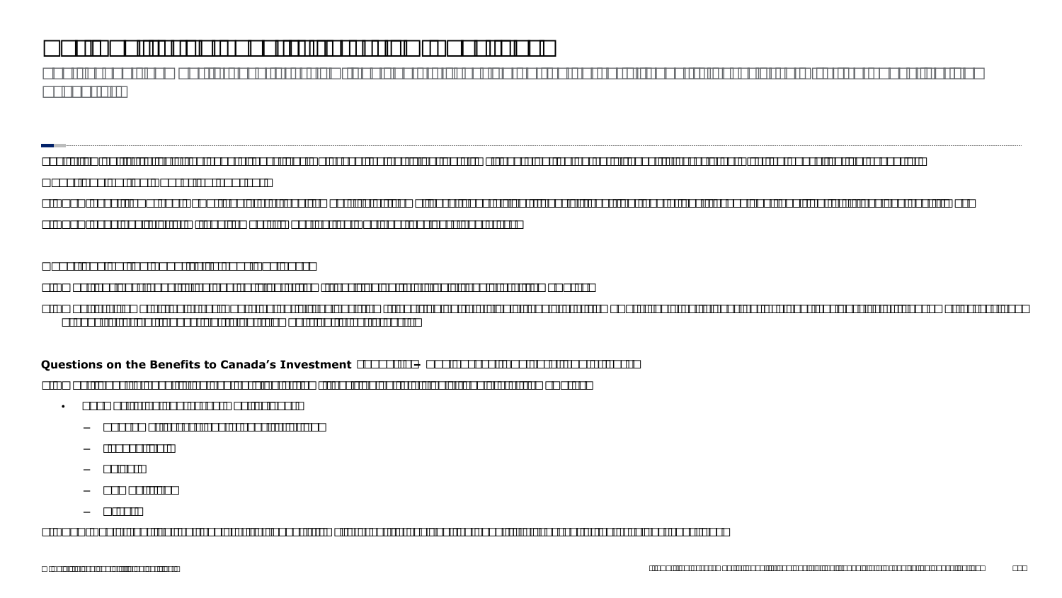**Questions on the Benefits to Canada's Investment**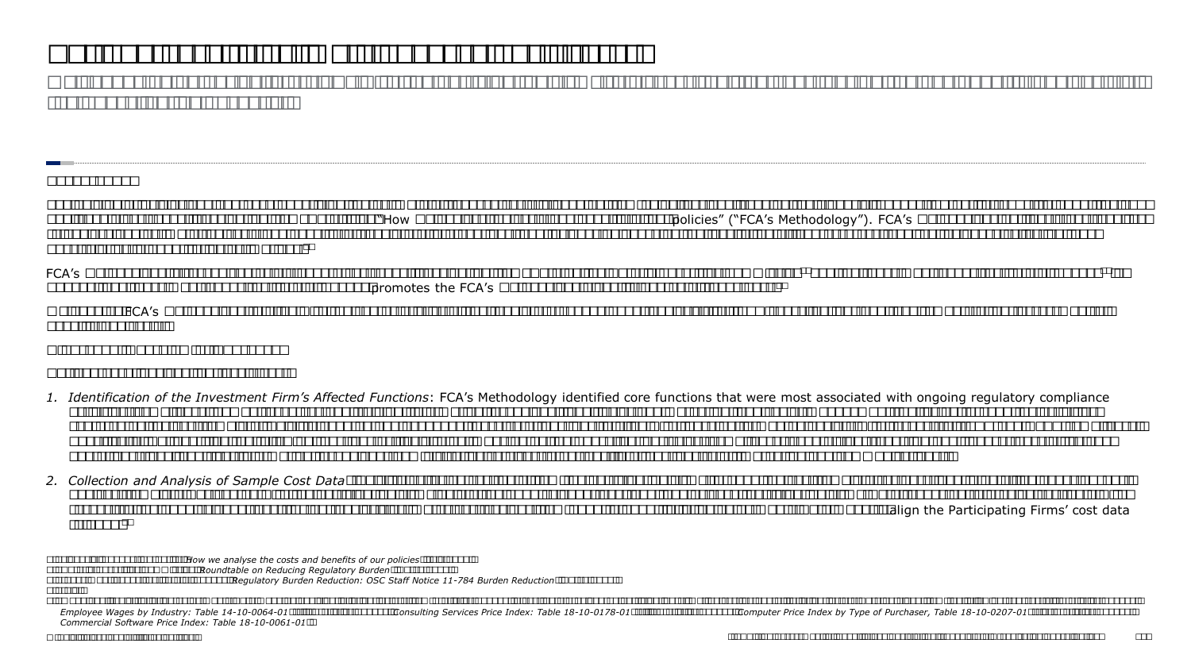"How policies" ("FCA's Methodology"). FCA's

FCA's promotes the FCA's

FCA's

1. *Identification of the Investment Firm's Affected Functions*: FCA's Methodology identified core functions that were most associated with ongoing regulatory compliance

2. *Collection and Analysis of Sample Cost Data* align the Participating Firms' cost data

*How we analyse the costs and benefits of our policies*

*Roundtable on Reducing Regulatory Burden*

*Regulatory Burden Reduction: OSC Staff Notice 11-784 Burden Reduction*

*Employee Wages by Industry: Table 14-10-0064-01* *Consulting Services Price Index: Table 18-10-0178-01* *Computer Price Index by Type of Purchaser, Table 18-10-0207-01* *Commercial Software Price Index: Table 18-10-0061-01*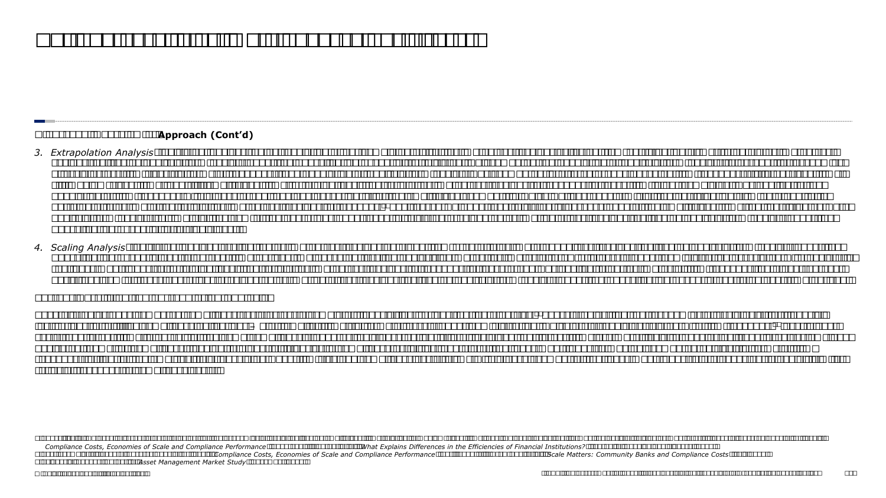**Approach (Cont'd)**

3. *Extrapolation Analysis*

4. *Scaling Analysis*

*Compliance Costs, Economies of Scale and Compliance Performance* *What Explains Differences in the Efficiencies of Financial Institutions?* *Compliance Costs, Economies of Scale and Compliance Performance* *Scale Matters: Community Banks and Compliance Costs* *Asset Management Market Study*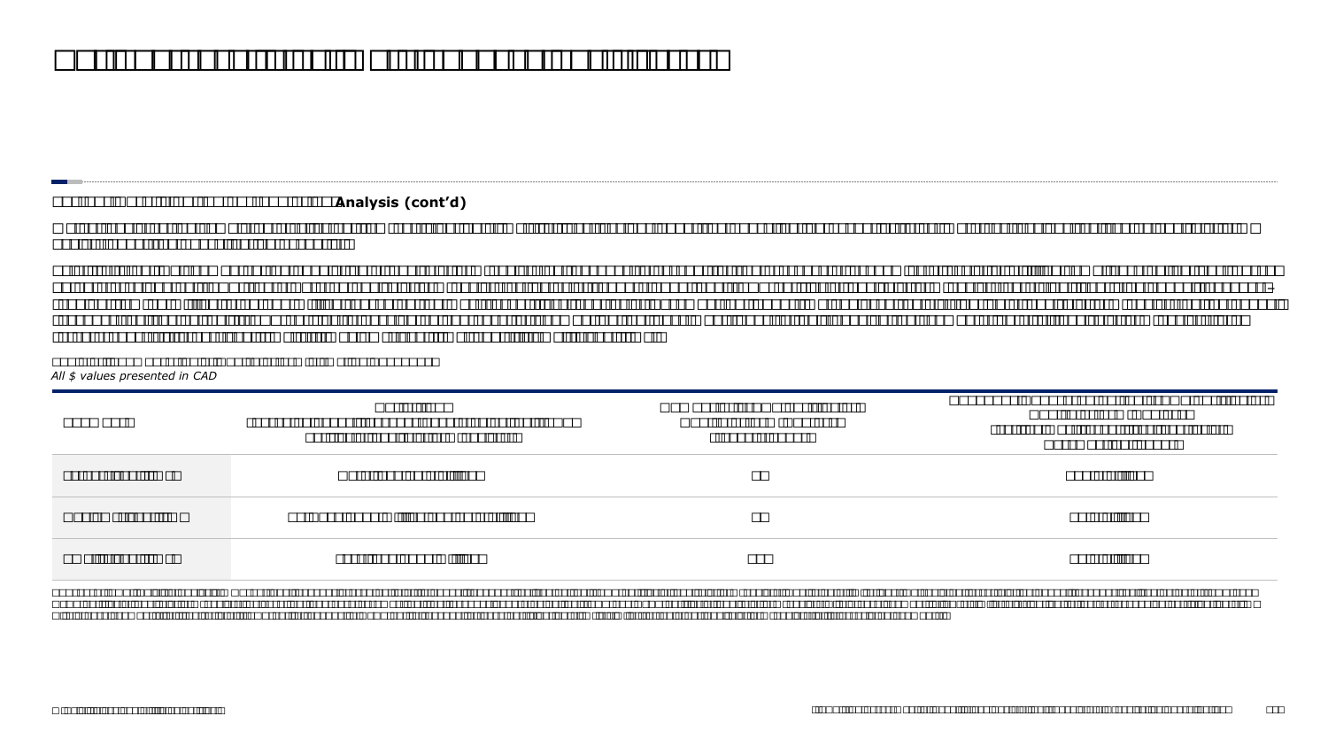**Analysis (cont'd)**

*All $ values presented in CAD*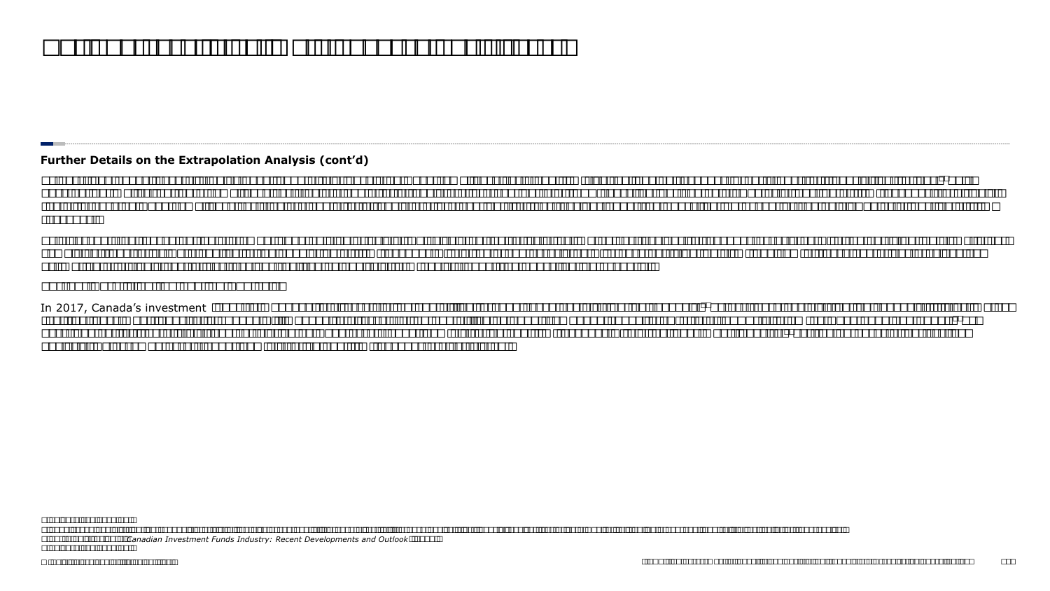**Further Details on the Extrapolation Analysis (cont'd)**

In 2017, Canada's investment

*Canadian Investment Funds Industry: Recent Developments and Outlook*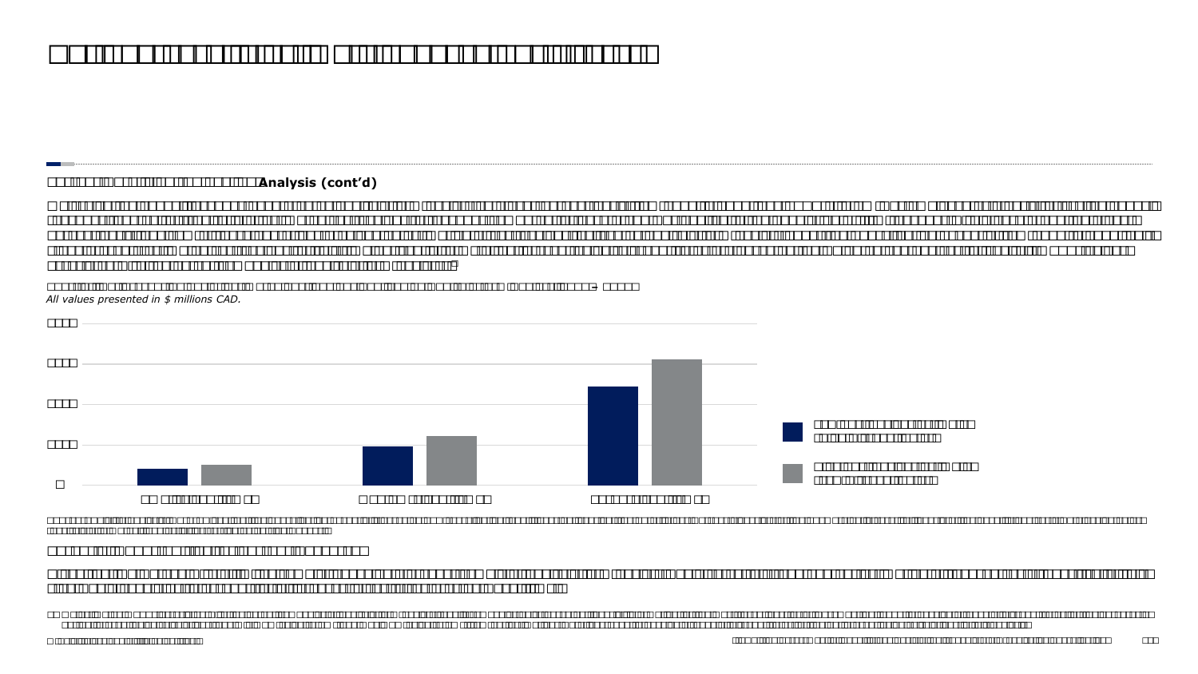**Analysis (cont'd)**

*All values presented in $ millions CAD.*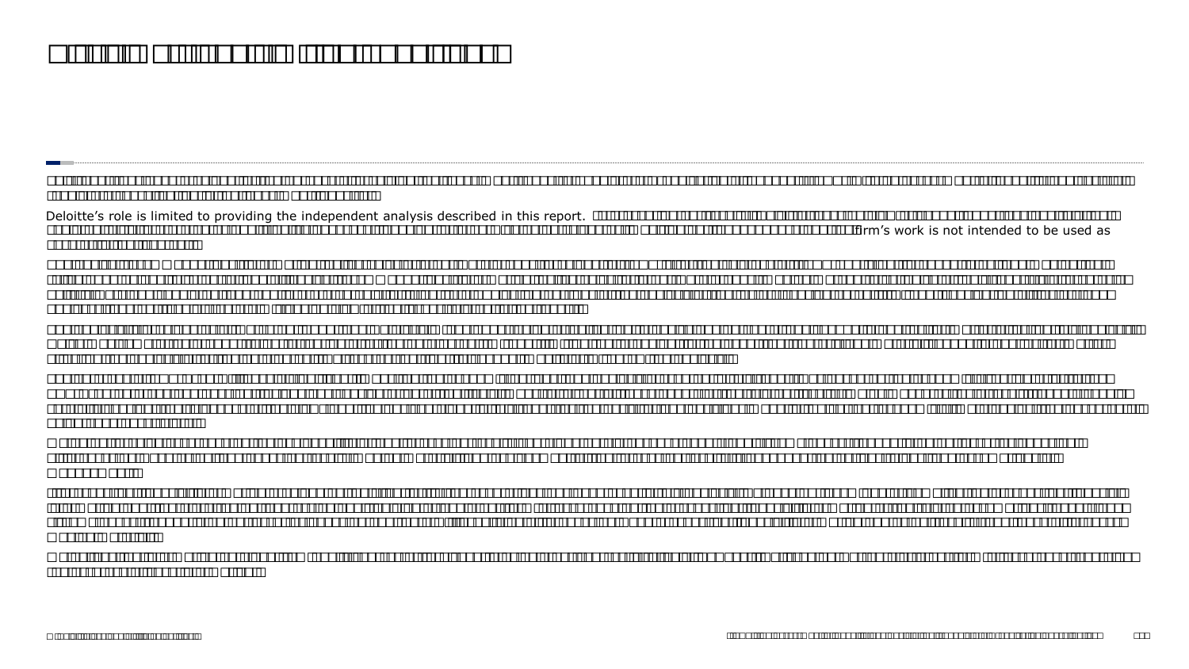Deloitte's role is limited to providing the independent analysis described in this report.

firm's work is not intended to be used as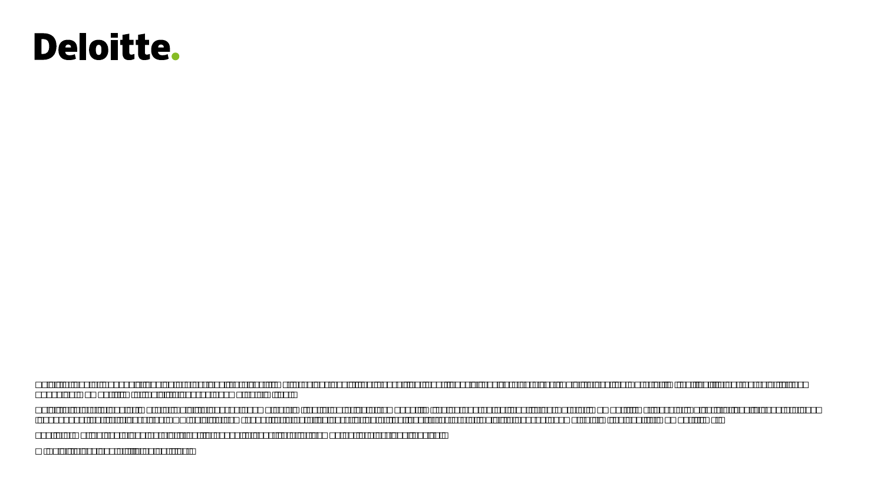Deloitte.